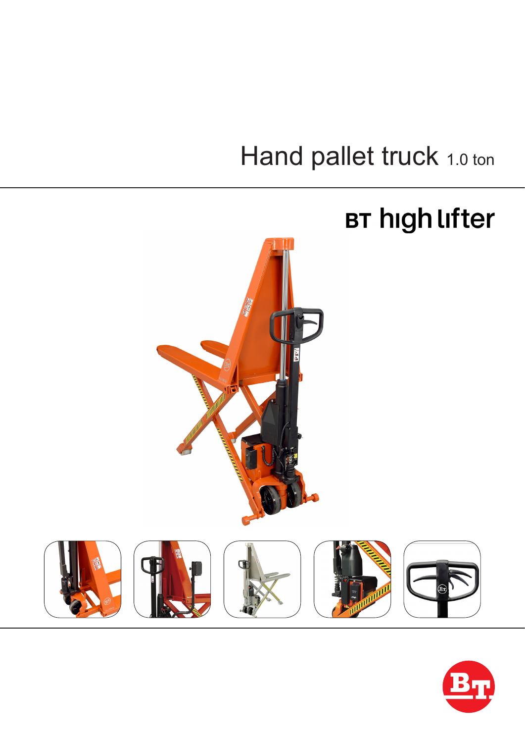# Hand pallet truck 1.0 ton

## BT high lifter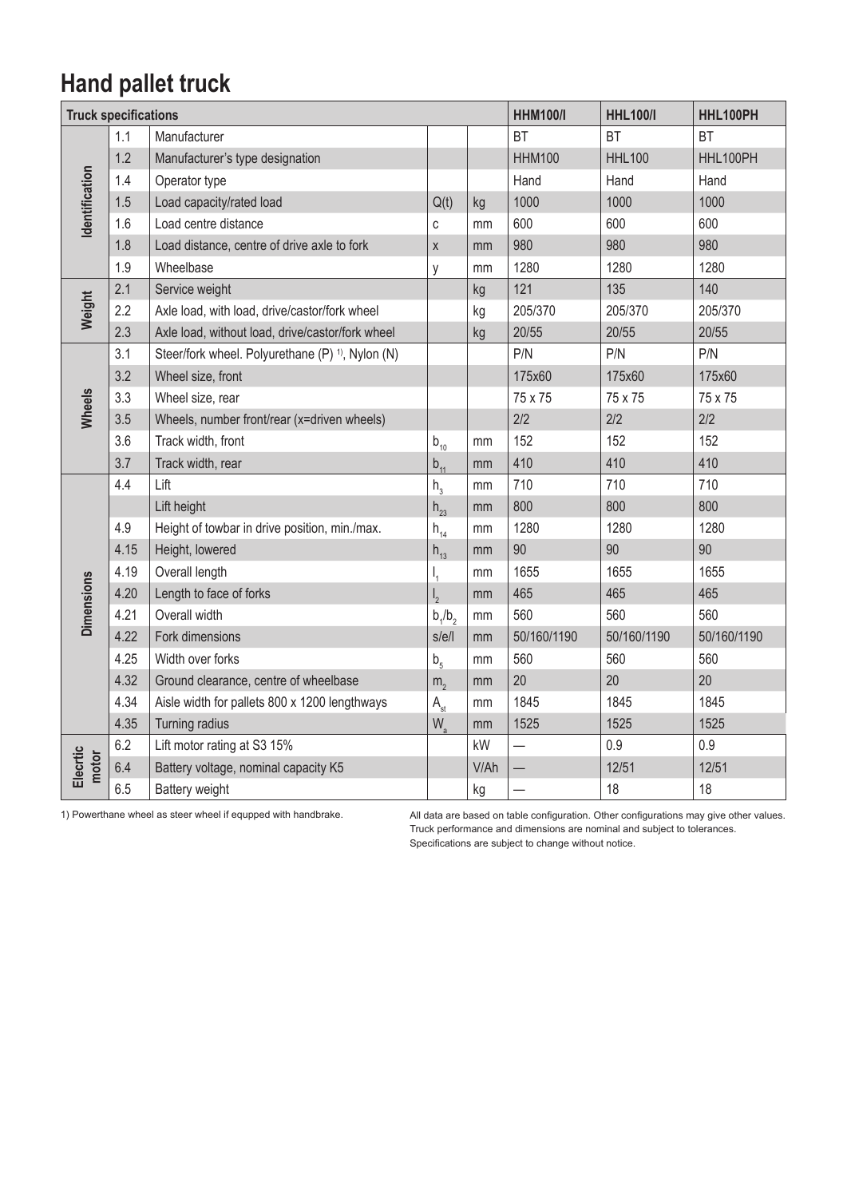# Hand pallet truck

| Truck specifications | | | | | HHM100/I | HHL100/I | HHL100PH |
|---|---|---|---|---|---|---|---|
| Identification | 1.1 | Manufacturer | | | BT | BT | BT |
| | 1.2 | Manufacturer's type designation | | | HHM100 | HHL100 | HHL100PH |
| | 1.4 | Operator type | | | Hand | Hand | Hand |
| | 1.5 | Load capacity/rated load | Q(t) | kg | 1000 | 1000 | 1000 |
| | 1.6 | Load centre distance | c | mm | 600 | 600 | 600 |
| | 1.8 | Load distance, centre of drive axle to fork | x | mm | 980 | 980 | 980 |
| | 1.9 | Wheelbase | y | mm | 1280 | 1280 | 1280 |
| Weight | 2.1 | Service weight | | kg | 121 | 135 | 140 |
| | 2.2 | Axle load, with load, drive/castor/fork wheel | | kg | 205/370 | 205/370 | 205/370 |
| | 2.3 | Axle load, without load, drive/castor/fork wheel | | kg | 20/55 | 20/55 | 20/55 |
| Wheels | 3.1 | Steer/fork wheel. Polyurethane (P) [1], Nylon (N) | | | P/N | P/N | P/N |
| | 3.2 | Wheel size, front | | | 175x60 | 175x60 | 175x60 |
| | 3.3 | Wheel size, rear | | | 75 x 75 | 75 x 75 | 75 x 75 |
| | 3.5 | Wheels, number front/rear (x=driven wheels) | | | 2/2 | 2/2 | 2/2 |
| | 3.6 | Track width, front | $b_{10}$ | mm | 152 | 152 | 152 |
| | 3.7 | Track width, rear | $b_{11}$ | mm | 410 | 410 | 410 |
| Dimensions | 4.4 | Lift | $h_3$ | mm | 710 | 710 | 710 |
| | | Lift height | $h_{23}$ | mm | 800 | 800 | 800 |
| | 4.9 | Height of towbar in drive position, min./max. | $h_{14}$ | mm | 1280 | 1280 | 1280 |
| | 4.15 | Height, lowered | $h_{13}$ | mm | 90 | 90 | 90 |
| | 4.19 | Overall length | $l_1$ | mm | 1655 | 1655 | 1655 |
| | 4.20 | Length to face of forks | $l_2$ | mm | 465 | 465 | 465 |
| | 4.21 | Overall width | $b_1/b_2$ | mm | 560 | 560 | 560 |
| | 4.22 | Fork dimensions | s/e/l | mm | 50/160/1190 | 50/160/1190 | 50/160/1190 |
| | 4.25 | Width over forks | $b_5$ | mm | 560 | 560 | 560 |
| | 4.32 | Ground clearance, centre of wheelbase | $m_2$ | mm | 20 | 20 | 20 |
| | 4.34 | Aisle width for pallets 800 x 1200 lengthways | $A_{st}$ | mm | 1845 | 1845 | 1845 |
| | 4.35 | Turning radius | $W_a$ | mm | 1525 | 1525 | 1525 |
| Electric motor | 6.2 | Lift motor rating at S3 15% | | kW | — | 0.9 | 0.9 |
| | 6.4 | Battery voltage, nominal capacity K5 | | V/Ah | — | 12/51 | 12/51 |
| | 6.5 | Battery weight | | kg | — | 18 | 18 |

1) Powerthane wheel as steer wheel if equpped with handbrake.

All data are based on table configuration. Other configurations may give other values. Truck performance and dimensions are nominal and subject to tolerances. Specifications are subject to change without notice.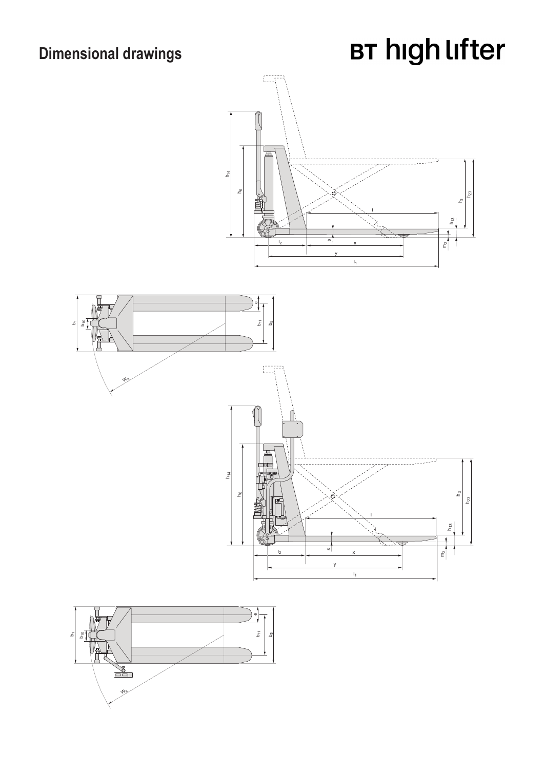# Dimensional drawings

BT high lifter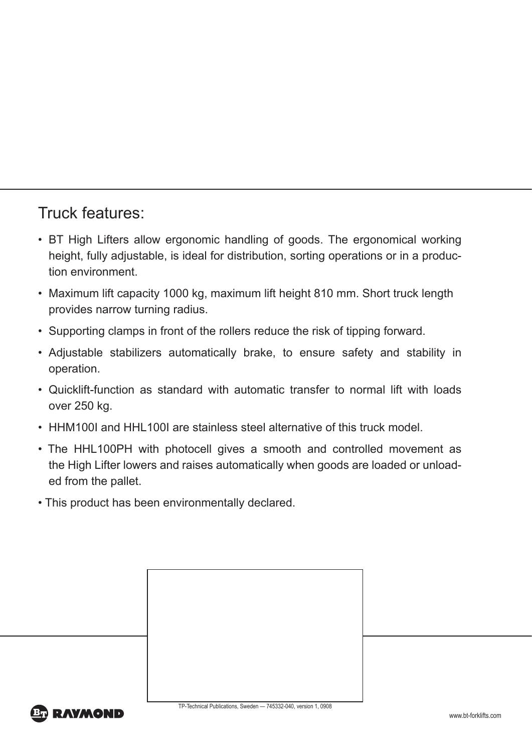## Truck features:

- BT High Lifters allow ergonomic handling of goods. The ergonomical working height, fully adjustable, is ideal for distribution, sorting operations or in a production environment.
- Maximum lift capacity 1000 kg, maximum lift height 810 mm. Short truck length provides narrow turning radius.
- Supporting clamps in front of the rollers reduce the risk of tipping forward.
- Adjustable stabilizers automatically brake, to ensure safety and stability in operation.
- Quicklift-function as standard with automatic transfer to normal lift with loads over 250 kg.
- HHM100I and HHL100I are stainless steel alternative of this truck model.
- The HHL100PH with photocell gives a smooth and controlled movement as the High Lifter lowers and raises automatically when goods are loaded or unloaded from the pallet.
- This product has been environmentally declared.

BT RAYMOND

TP-Technical Publications, Sweden — 745332-040, version 1, 0908

www.bt-forklifts.com